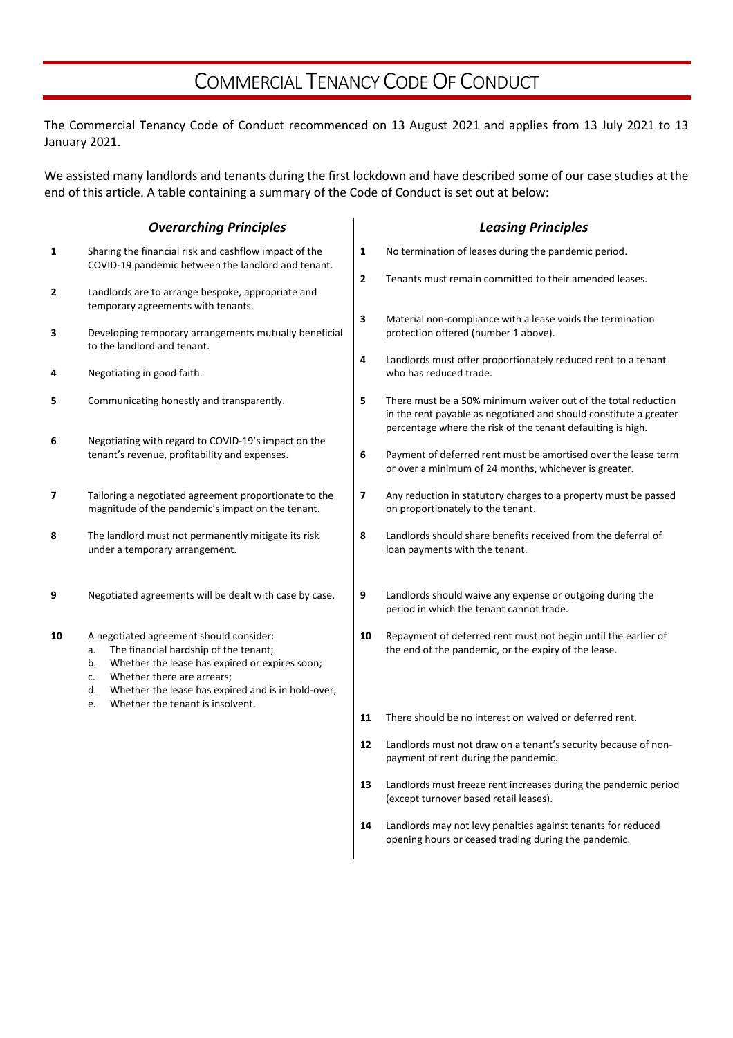# COMMERCIAL TENANCY CODE OF CONDUCT

The Commercial Tenancy Code of Conduct recommenced on 13 August 2021 and applies from 13 July 2021 to 13 January 2021.

We assisted many landlords and tenants during the first lockdown and have described some of our case studies at the end of this article. A table containing a summary of the Code of Conduct is set out at below:

### *Overarching Principles*

1. Sharing the financial risk and cashflow impact of the COVID-19 pandemic between the landlord and tenant.
2. Landlords are to arrange bespoke, appropriate and temporary agreements with tenants.
3. Developing temporary arrangements mutually beneficial to the landlord and tenant.
4. Negotiating in good faith.
5. Communicating honestly and transparently.
6. Negotiating with regard to COVID-19's impact on the tenant's revenue, profitability and expenses.
7. Tailoring a negotiated agreement proportionate to the magnitude of the pandemic's impact on the tenant.
8. The landlord must not permanently mitigate its risk under a temporary arrangement.
9. Negotiated agreements will be dealt with case by case.
10. A negotiated agreement should consider:
    a. The financial hardship of the tenant;
    b. Whether the lease has expired or expires soon;
    c. Whether there are arrears;
    d. Whether the lease has expired and is in hold-over;
    e. Whether the tenant is insolvent.

### *Leasing Principles*

1. No termination of leases during the pandemic period.
2. Tenants must remain committed to their amended leases.
3. Material non-compliance with a lease voids the termination protection offered (number 1 above).
4. Landlords must offer proportionately reduced rent to a tenant who has reduced trade.
5. There must be a 50% minimum waiver out of the total reduction in the rent payable as negotiated and should constitute a greater percentage where the risk of the tenant defaulting is high.
6. Payment of deferred rent must be amortised over the lease term or over a minimum of 24 months, whichever is greater.
7. Any reduction in statutory charges to a property must be passed on proportionately to the tenant.
8. Landlords should share benefits received from the deferral of loan payments with the tenant.
9. Landlords should waive any expense or outgoing during the period in which the tenant cannot trade.
10. Repayment of deferred rent must not begin until the earlier of the end of the pandemic, or the expiry of the lease.
11. There should be no interest on waived or deferred rent.
12. Landlords must not draw on a tenant's security because of non-payment of rent during the pandemic.
13. Landlords must freeze rent increases during the pandemic period (except turnover based retail leases).
14. Landlords may not levy penalties against tenants for reduced opening hours or ceased trading during the pandemic.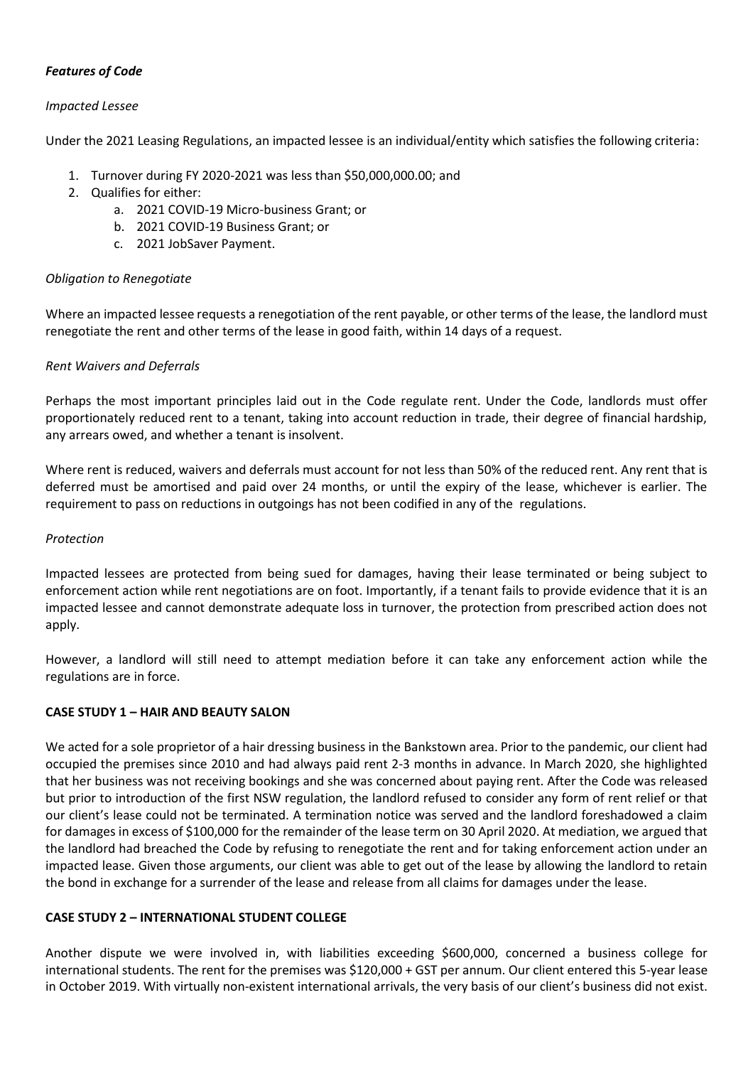***Features of Code***

*Impacted Lessee*

Under the 2021 Leasing Regulations, an impacted lessee is an individual/entity which satisfies the following criteria:

1. Turnover during FY 2020-2021 was less than $50,000,000.00; and
2. Qualifies for either:
   a. 2021 COVID-19 Micro-business Grant; or
   b. 2021 COVID-19 Business Grant; or
   c. 2021 JobSaver Payment.

*Obligation to Renegotiate*

Where an impacted lessee requests a renegotiation of the rent payable, or other terms of the lease, the landlord must renegotiate the rent and other terms of the lease in good faith, within 14 days of a request.

*Rent Waivers and Deferrals*

Perhaps the most important principles laid out in the Code regulate rent. Under the Code, landlords must offer proportionately reduced rent to a tenant, taking into account reduction in trade, their degree of financial hardship, any arrears owed, and whether a tenant is insolvent.

Where rent is reduced, waivers and deferrals must account for not less than 50% of the reduced rent. Any rent that is deferred must be amortised and paid over 24 months, or until the expiry of the lease, whichever is earlier. The requirement to pass on reductions in outgoings has not been codified in any of the regulations.

*Protection*

Impacted lessees are protected from being sued for damages, having their lease terminated or being subject to enforcement action while rent negotiations are on foot. Importantly, if a tenant fails to provide evidence that it is an impacted lessee and cannot demonstrate adequate loss in turnover, the protection from prescribed action does not apply.

However, a landlord will still need to attempt mediation before it can take any enforcement action while the regulations are in force.

**CASE STUDY 1 – HAIR AND BEAUTY SALON**

We acted for a sole proprietor of a hair dressing business in the Bankstown area. Prior to the pandemic, our client had occupied the premises since 2010 and had always paid rent 2-3 months in advance. In March 2020, she highlighted that her business was not receiving bookings and she was concerned about paying rent. After the Code was released but prior to introduction of the first NSW regulation, the landlord refused to consider any form of rent relief or that our client's lease could not be terminated. A termination notice was served and the landlord foreshadowed a claim for damages in excess of $100,000 for the remainder of the lease term on 30 April 2020. At mediation, we argued that the landlord had breached the Code by refusing to renegotiate the rent and for taking enforcement action under an impacted lease. Given those arguments, our client was able to get out of the lease by allowing the landlord to retain the bond in exchange for a surrender of the lease and release from all claims for damages under the lease.

**CASE STUDY 2 – INTERNATIONAL STUDENT COLLEGE**

Another dispute we were involved in, with liabilities exceeding $600,000, concerned a business college for international students. The rent for the premises was $120,000 + GST per annum. Our client entered this 5-year lease in October 2019. With virtually non-existent international arrivals, the very basis of our client's business did not exist.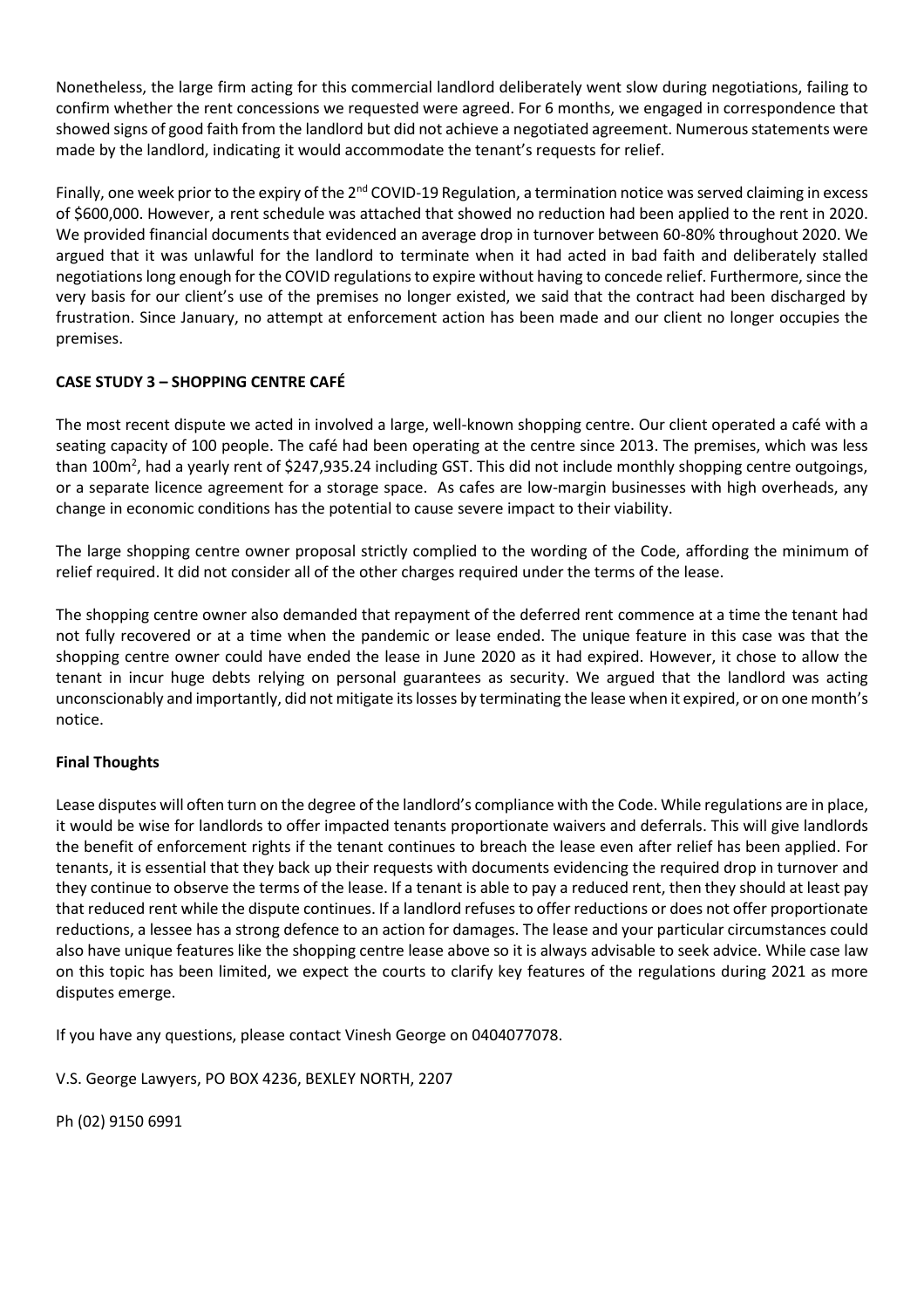Nonetheless, the large firm acting for this commercial landlord deliberately went slow during negotiations, failing to confirm whether the rent concessions we requested were agreed. For 6 months, we engaged in correspondence that showed signs of good faith from the landlord but did not achieve a negotiated agreement. Numerous statements were made by the landlord, indicating it would accommodate the tenant's requests for relief.

Finally, one week prior to the expiry of the 2nd COVID-19 Regulation, a termination notice was served claiming in excess of $600,000. However, a rent schedule was attached that showed no reduction had been applied to the rent in 2020. We provided financial documents that evidenced an average drop in turnover between 60-80% throughout 2020. We argued that it was unlawful for the landlord to terminate when it had acted in bad faith and deliberately stalled negotiations long enough for the COVID regulations to expire without having to concede relief. Furthermore, since the very basis for our client's use of the premises no longer existed, we said that the contract had been discharged by frustration. Since January, no attempt at enforcement action has been made and our client no longer occupies the premises.

**CASE STUDY 3 – SHOPPING CENTRE CAFÉ**

The most recent dispute we acted in involved a large, well-known shopping centre. Our client operated a café with a seating capacity of 100 people. The café had been operating at the centre since 2013. The premises, which was less than 100m$^2$, had a yearly rent of $247,935.24 including GST. This did not include monthly shopping centre outgoings, or a separate licence agreement for a storage space. As cafes are low-margin businesses with high overheads, any change in economic conditions has the potential to cause severe impact to their viability.

The large shopping centre owner proposal strictly complied to the wording of the Code, affording the minimum of relief required. It did not consider all of the other charges required under the terms of the lease.

The shopping centre owner also demanded that repayment of the deferred rent commence at a time the tenant had not fully recovered or at a time when the pandemic or lease ended. The unique feature in this case was that the shopping centre owner could have ended the lease in June 2020 as it had expired. However, it chose to allow the tenant in incur huge debts relying on personal guarantees as security. We argued that the landlord was acting unconscionably and importantly, did not mitigate its losses by terminating the lease when it expired, or on one month's notice.

**Final Thoughts**

Lease disputes will often turn on the degree of the landlord's compliance with the Code. While regulations are in place, it would be wise for landlords to offer impacted tenants proportionate waivers and deferrals. This will give landlords the benefit of enforcement rights if the tenant continues to breach the lease even after relief has been applied. For tenants, it is essential that they back up their requests with documents evidencing the required drop in turnover and they continue to observe the terms of the lease. If a tenant is able to pay a reduced rent, then they should at least pay that reduced rent while the dispute continues. If a landlord refuses to offer reductions or does not offer proportionate reductions, a lessee has a strong defence to an action for damages. The lease and your particular circumstances could also have unique features like the shopping centre lease above so it is always advisable to seek advice. While case law on this topic has been limited, we expect the courts to clarify key features of the regulations during 2021 as more disputes emerge.

If you have any questions, please contact Vinesh George on 0404077078.

V.S. George Lawyers, PO BOX 4236, BEXLEY NORTH, 2207

Ph (02) 9150 6991